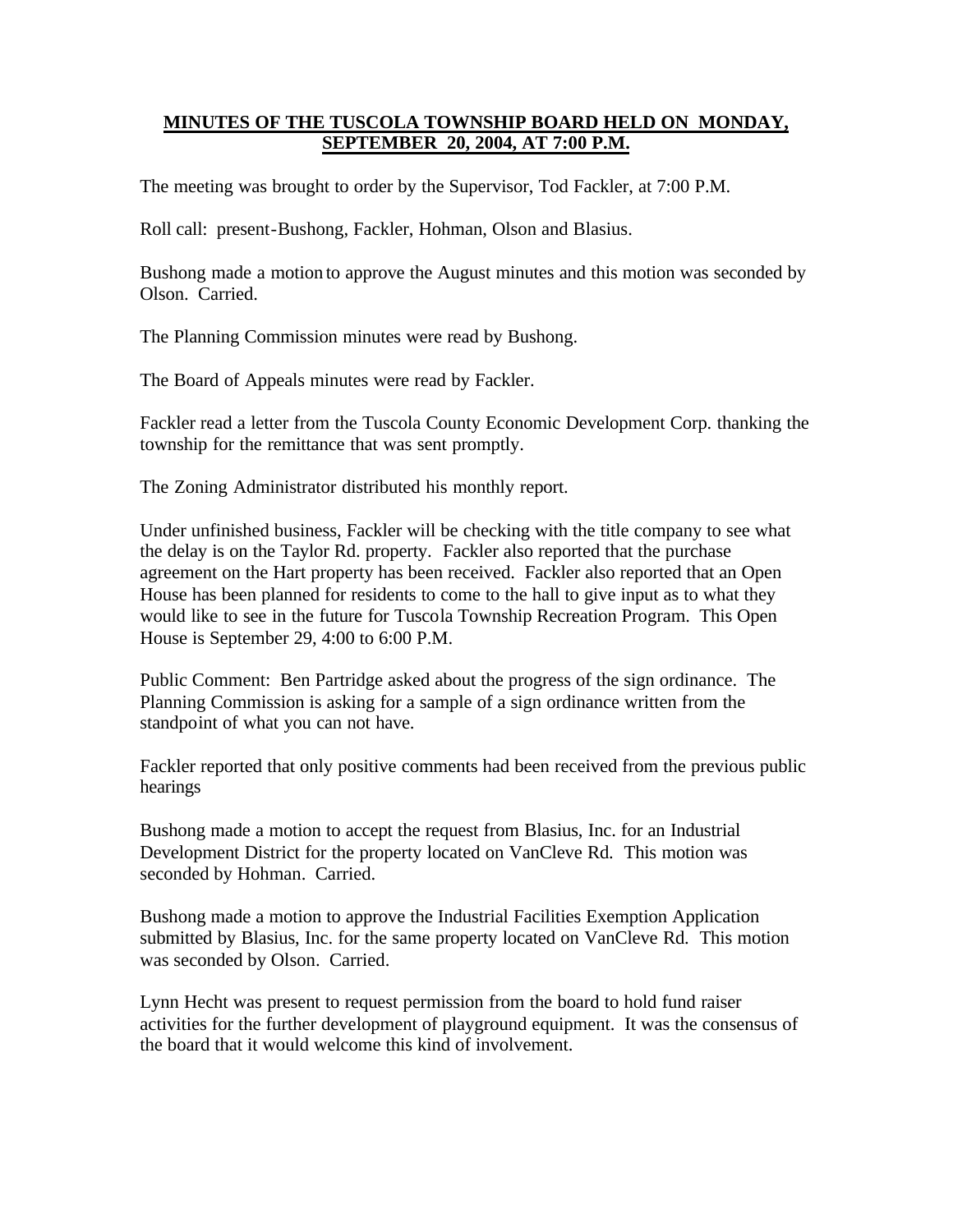# MINUTES OF THE TUSCOLA TOWNSHIP BOARD HELD ON MONDAY, SEPTEMBER 20, 2004, AT 7:00 P.M.

The meeting was brought to order by the Supervisor, Tod Fackler, at 7:00 P.M.

Roll call: present-Bushong, Fackler, Hohman, Olson and Blasius.

Bushong made a motion to approve the August minutes and this motion was seconded by Olson. Carried.

The Planning Commission minutes were read by Bushong.

The Board of Appeals minutes were read by Fackler.

Fackler read a letter from the Tuscola County Economic Development Corp. thanking the township for the remittance that was sent promptly.

The Zoning Administrator distributed his monthly report.

Under unfinished business, Fackler will be checking with the title company to see what the delay is on the Taylor Rd. property. Fackler also reported that the purchase agreement on the Hart property has been received. Fackler also reported that an Open House has been planned for residents to come to the hall to give input as to what they would like to see in the future for Tuscola Township Recreation Program. This Open House is September 29, 4:00 to 6:00 P.M.

Public Comment: Ben Partridge asked about the progress of the sign ordinance. The Planning Commission is asking for a sample of a sign ordinance written from the standpoint of what you can not have.

Fackler reported that only positive comments had been received from the previous public hearings

Bushong made a motion to accept the request from Blasius, Inc. for an Industrial Development District for the property located on VanCleve Rd. This motion was seconded by Hohman. Carried.

Bushong made a motion to approve the Industrial Facilities Exemption Application submitted by Blasius, Inc. for the same property located on VanCleve Rd. This motion was seconded by Olson. Carried.

Lynn Hecht was present to request permission from the board to hold fund raiser activities for the further development of playground equipment. It was the consensus of the board that it would welcome this kind of involvement.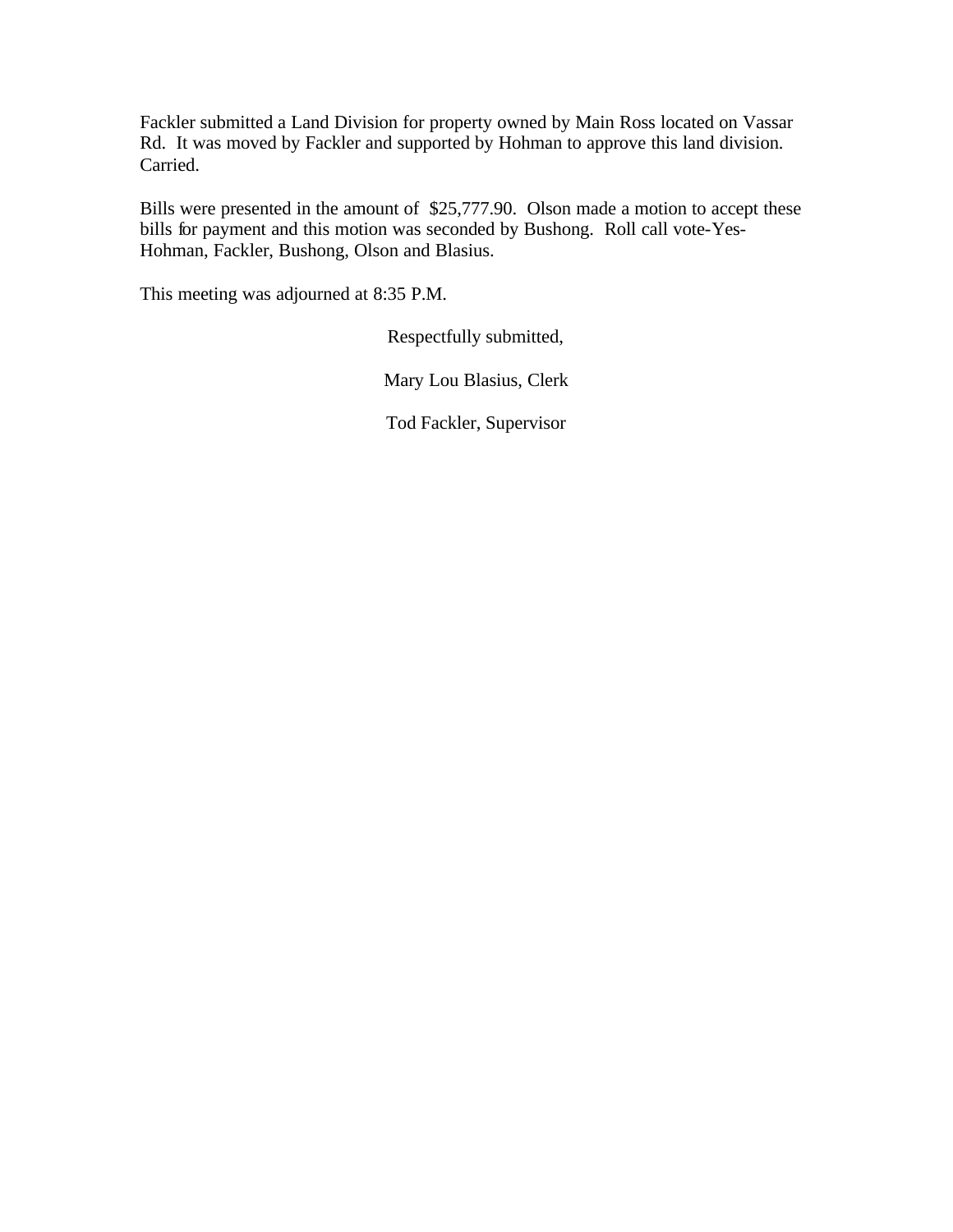Fackler submitted a Land Division for property owned by Main Ross located on Vassar Rd. It was moved by Fackler and supported by Hohman to approve this land division. Carried.

Bills were presented in the amount of $25,777.90. Olson made a motion to accept these bills for payment and this motion was seconded by Bushong. Roll call vote-Yes-Hohman, Fackler, Bushong, Olson and Blasius.

This meeting was adjourned at 8:35 P.M.

Respectfully submitted,

Mary Lou Blasius, Clerk

Tod Fackler, Supervisor